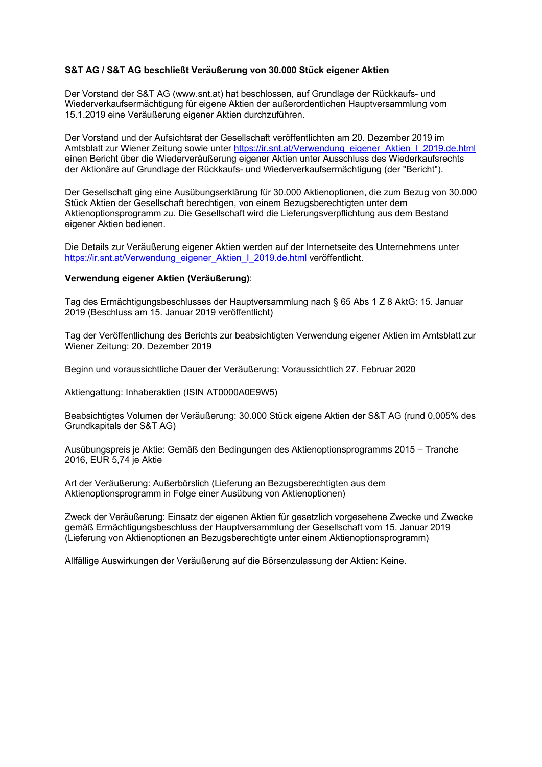**S&T AG / S&T AG beschließt Veräußerung von 30.000 Stück eigener Aktien**

Der Vorstand der S&T AG (www.snt.at) hat beschlossen, auf Grundlage der Rückkaufs- und Wiederverkaufsermächtigung für eigene Aktien der außerordentlichen Hauptversammlung vom 15.1.2019 eine Veräußerung eigener Aktien durchzuführen.

Der Vorstand und der Aufsichtsrat der Gesellschaft veröffentlichten am 20. Dezember 2019 im Amtsblatt zur Wiener Zeitung sowie unter [https://ir.snt.at/Verwendung_eigener_Aktien_I_2019.de.html](https://ir.snt.at/Verwendung_eigener_Aktien_I_2019.de.html) einen Bericht über die Wiederveräußerung eigener Aktien unter Ausschluss des Wiederkaufsrechts der Aktionäre auf Grundlage der Rückkaufs- und Wiederverkaufsermächtigung (der "Bericht").

Der Gesellschaft ging eine Ausübungserklärung für 30.000 Aktienoptionen, die zum Bezug von 30.000 Stück Aktien der Gesellschaft berechtigen, von einem Bezugsberechtigten unter dem Aktienoptionsprogramm zu. Die Gesellschaft wird die Lieferungsverpflichtung aus dem Bestand eigener Aktien bedienen.

Die Details zur Veräußerung eigener Aktien werden auf der Internetseite des Unternehmens unter [https://ir.snt.at/Verwendung_eigener_Aktien_I_2019.de.html](https://ir.snt.at/Verwendung_eigener_Aktien_I_2019.de.html) veröffentlicht.

**Verwendung eigener Aktien (Veräußerung)**:

Tag des Ermächtigungsbeschlusses der Hauptversammlung nach § 65 Abs 1 Z 8 AktG: 15. Januar 2019 (Beschluss am 15. Januar 2019 veröffentlicht)

Tag der Veröffentlichung des Berichts zur beabsichtigten Verwendung eigener Aktien im Amtsblatt zur Wiener Zeitung: 20. Dezember 2019

Beginn und voraussichtliche Dauer der Veräußerung: Voraussichtlich 27. Februar 2020

Aktiengattung: Inhaberaktien (ISIN AT0000A0E9W5)

Beabsichtigtes Volumen der Veräußerung: 30.000 Stück eigene Aktien der S&T AG (rund 0,005% des Grundkapitals der S&T AG)

Ausübungspreis je Aktie: Gemäß den Bedingungen des Aktienoptionsprogramms 2015 – Tranche 2016, EUR 5,74 je Aktie

Art der Veräußerung: Außerbörslich (Lieferung an Bezugsberechtigten aus dem Aktienoptionsprogramm in Folge einer Ausübung von Aktienoptionen)

Zweck der Veräußerung: Einsatz der eigenen Aktien für gesetzlich vorgesehene Zwecke und Zwecke gemäß Ermächtigungsbeschluss der Hauptversammlung der Gesellschaft vom 15. Januar 2019 (Lieferung von Aktienoptionen an Bezugsberechtigte unter einem Aktienoptionsprogramm)

Allfällige Auswirkungen der Veräußerung auf die Börsenzulassung der Aktien: Keine.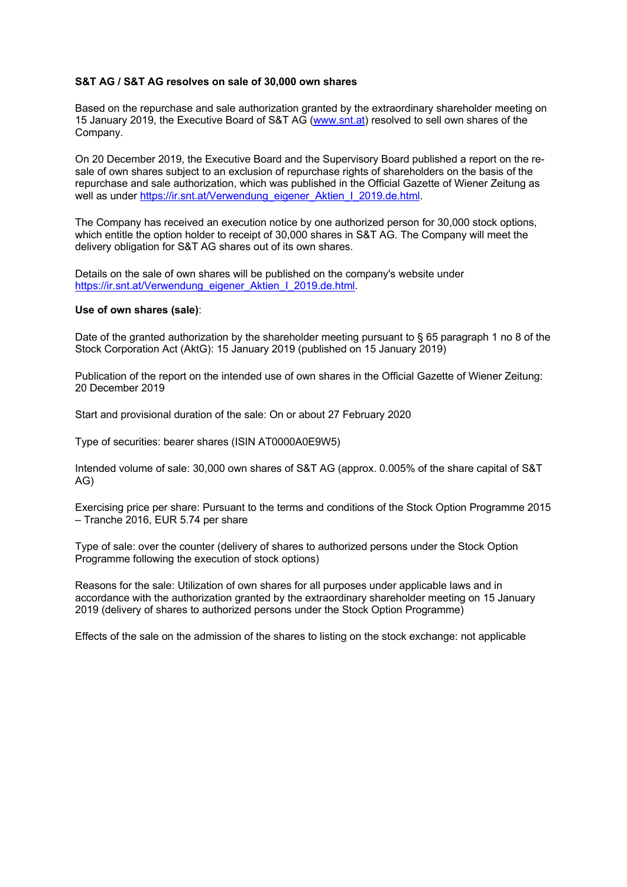**S&T AG / S&T AG resolves on sale of 30,000 own shares**

Based on the repurchase and sale authorization granted by the extraordinary shareholder meeting on 15 January 2019, the Executive Board of S&T AG (www.snt.at) resolved to sell own shares of the Company.

On 20 December 2019, the Executive Board and the Supervisory Board published a report on the re-sale of own shares subject to an exclusion of repurchase rights of shareholders on the basis of the repurchase and sale authorization, which was published in the Official Gazette of Wiener Zeitung as well as under https://ir.snt.at/Verwendung_eigener_Aktien_I_2019.de.html.

The Company has received an execution notice by one authorized person for 30,000 stock options, which entitle the option holder to receipt of 30,000 shares in S&T AG. The Company will meet the delivery obligation for S&T AG shares out of its own shares.

Details on the sale of own shares will be published on the company's website under https://ir.snt.at/Verwendung_eigener_Aktien_I_2019.de.html.

**Use of own shares (sale)**:

Date of the granted authorization by the shareholder meeting pursuant to § 65 paragraph 1 no 8 of the Stock Corporation Act (AktG): 15 January 2019 (published on 15 January 2019)

Publication of the report on the intended use of own shares in the Official Gazette of Wiener Zeitung: 20 December 2019

Start and provisional duration of the sale: On or about 27 February 2020

Type of securities: bearer shares (ISIN AT0000A0E9W5)

Intended volume of sale: 30,000 own shares of S&T AG (approx. 0.005% of the share capital of S&T AG)

Exercising price per share: Pursuant to the terms and conditions of the Stock Option Programme 2015 – Tranche 2016, EUR 5.74 per share

Type of sale: over the counter (delivery of shares to authorized persons under the Stock Option Programme following the execution of stock options)

Reasons for the sale: Utilization of own shares for all purposes under applicable laws and in accordance with the authorization granted by the extraordinary shareholder meeting on 15 January 2019 (delivery of shares to authorized persons under the Stock Option Programme)

Effects of the sale on the admission of the shares to listing on the stock exchange: not applicable